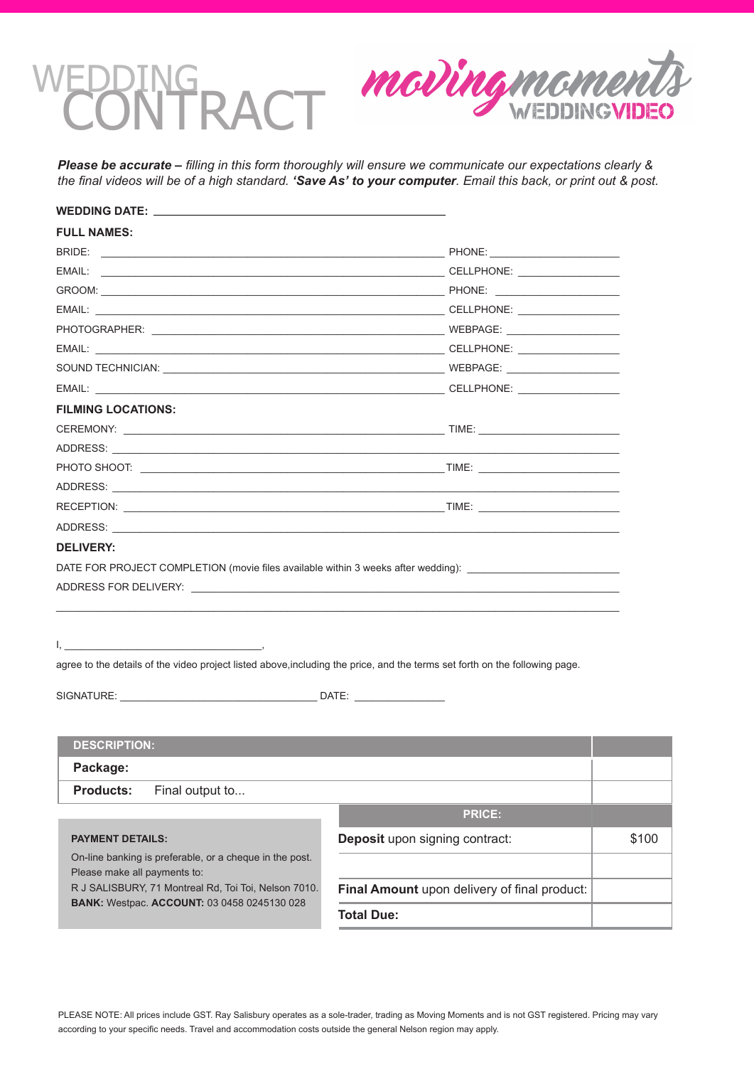# WEDDING CONTRACT

**moving moments** WEDDING VIDEO

***Please be accurate –*** *filling in this form thoroughly will ensure we communicate our expectations clearly & the final videos will be of a high standard.* ***'Save As' to your computer****. Email this back, or print out & post.*

**WEDDING DATE:** ____________________________________________

**FULL NAMES:**

BRIDE: ____________________________________________ PHONE: ______________________

EMAIL: ____________________________________________ CELLPHONE: ________________

GROOM: ____________________________________________ PHONE: ______________________

EMAIL: ____________________________________________ CELLPHONE: ________________

PHOTOGRAPHER: ______________________________________ WEBPAGE: __________________

EMAIL: ____________________________________________ CELLPHONE: ________________

SOUND TECHNICIAN: ___________________________________ WEBPAGE: __________________

EMAIL: ____________________________________________ CELLPHONE: ________________

**FILMING LOCATIONS:**

CEREMONY: _________________________________________ TIME: ______________________

ADDRESS: ____________________________________________________________________________

PHOTO SHOOT: _______________________________________ TIME: ______________________

ADDRESS: ____________________________________________________________________________

RECEPTION: _________________________________________ TIME: ______________________

ADDRESS: ____________________________________________________________________________

**DELIVERY:**

DATE FOR PROJECT COMPLETION (movie files available within 3 weeks after wedding): ________________________

ADDRESS FOR DELIVERY: ____________________________________________________________

_____________________________________________________________________________________

I, __________________________________,

agree to the details of the video project listed above,including the price, and the terms set forth on the following page.

SIGNATURE: __________________________________ DATE: _______________

| DESCRIPTION: | |
|---|---|
| **Package:** | |
| **Products:** Final output to... | |

**PAYMENT DETAILS:**

On-line banking is preferable, or a cheque in the post.
Please make all payments to:
R J SALISBURY, 71 Montreal Rd, Toi Toi, Nelson 7010.
**BANK:** Westpac. **ACCOUNT:** 03 0458 0245130 028

| PRICE: | |
|---|---|
| **Deposit** upon signing contract: | $100 |
| | |
| **Final Amount** upon delivery of final product: | |
| **Total Due:** | |

PLEASE NOTE: All prices include GST. Ray Salisbury operates as a sole-trader, trading as Moving Moments and is not GST registered. Pricing may vary according to your specific needs. Travel and accommodation costs outside the general Nelson region may apply.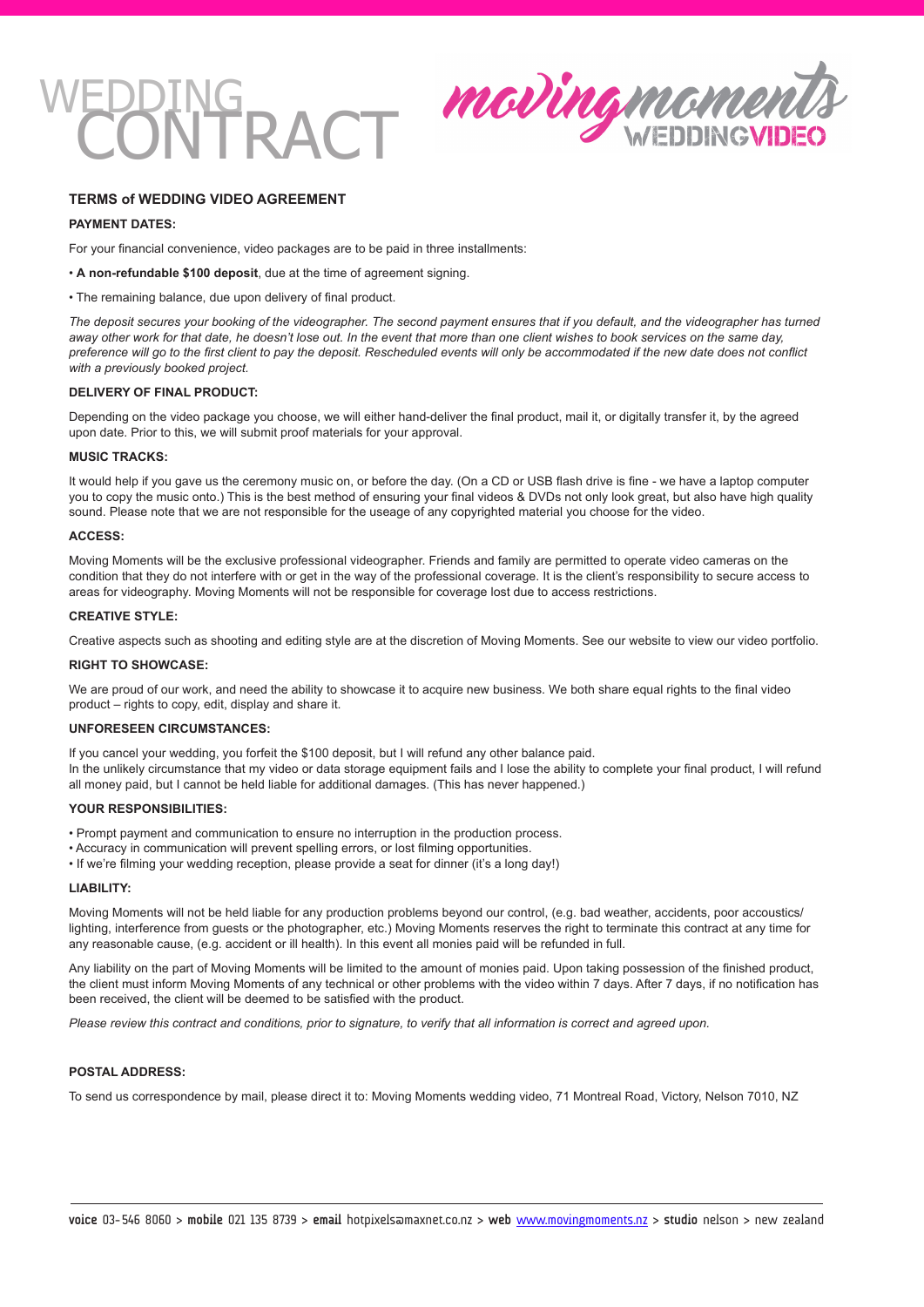# WEDDING CONTRACT

movingmoments WEDDINGVIDEO

## TERMS of WEDDING VIDEO AGREEMENT

### PAYMENT DATES:

For your financial convenience, video packages are to be paid in three installments:

- **A non-refundable $100 deposit**, due at the time of agreement signing.
- The remaining balance, due upon delivery of final product.

*The deposit secures your booking of the videographer. The second payment ensures that if you default, and the videographer has turned away other work for that date, he doesn't lose out. In the event that more than one client wishes to book services on the same day, preference will go to the first client to pay the deposit. Rescheduled events will only be accommodated if the new date does not conflict with a previously booked project.*

### DELIVERY OF FINAL PRODUCT:

Depending on the video package you choose, we will either hand-deliver the final product, mail it, or digitally transfer it, by the agreed upon date. Prior to this, we will submit proof materials for your approval.

### MUSIC TRACKS:

It would help if you gave us the ceremony music on, or before the day. (On a CD or USB flash drive is fine - we have a laptop computer you to copy the music onto.) This is the best method of ensuring your final videos & DVDs not only look great, but also have high quality sound. Please note that we are not responsible for the useage of any copyrighted material you choose for the video.

### ACCESS:

Moving Moments will be the exclusive professional videographer. Friends and family are permitted to operate video cameras on the condition that they do not interfere with or get in the way of the professional coverage. It is the client's responsibility to secure access to areas for videography. Moving Moments will not be responsible for coverage lost due to access restrictions.

### CREATIVE STYLE:

Creative aspects such as shooting and editing style are at the discretion of Moving Moments. See our website to view our video portfolio.

### RIGHT TO SHOWCASE:

We are proud of our work, and need the ability to showcase it to acquire new business. We both share equal rights to the final video product – rights to copy, edit, display and share it.

### UNFORESEEN CIRCUMSTANCES:

If you cancel your wedding, you forfeit the $100 deposit, but I will refund any other balance paid.
In the unlikely circumstance that my video or data storage equipment fails and I lose the ability to complete your final product, I will refund all money paid, but I cannot be held liable for additional damages. (This has never happened.)

### YOUR RESPONSIBILITIES:

- Prompt payment and communication to ensure no interruption in the production process.
- Accuracy in communication will prevent spelling errors, or lost filming opportunities.
- If we're filming your wedding reception, please provide a seat for dinner (it's a long day!)

### LIABILITY:

Moving Moments will not be held liable for any production problems beyond our control, (e.g. bad weather, accidents, poor accoustics/ lighting, interference from guests or the photographer, etc.) Moving Moments reserves the right to terminate this contract at any time for any reasonable cause, (e.g. accident or ill health). In this event all monies paid will be refunded in full.

Any liability on the part of Moving Moments will be limited to the amount of monies paid. Upon taking possession of the finished product, the client must inform Moving Moments of any technical or other problems with the video within 7 days. After 7 days, if no notification has been received, the client will be deemed to be satisfied with the product.

*Please review this contract and conditions, prior to signature, to verify that all information is correct and agreed upon.*

### POSTAL ADDRESS:

To send us correspondence by mail, please direct it to: Moving Moments wedding video, 71 Montreal Road, Victory, Nelson 7010, NZ

**voice** 03-546 8060 > **mobile** 021 135 8739 > **email** hotpixels@maxnet.co.nz > **web** www.movingmoments.nz > **studio** nelson > new zealand